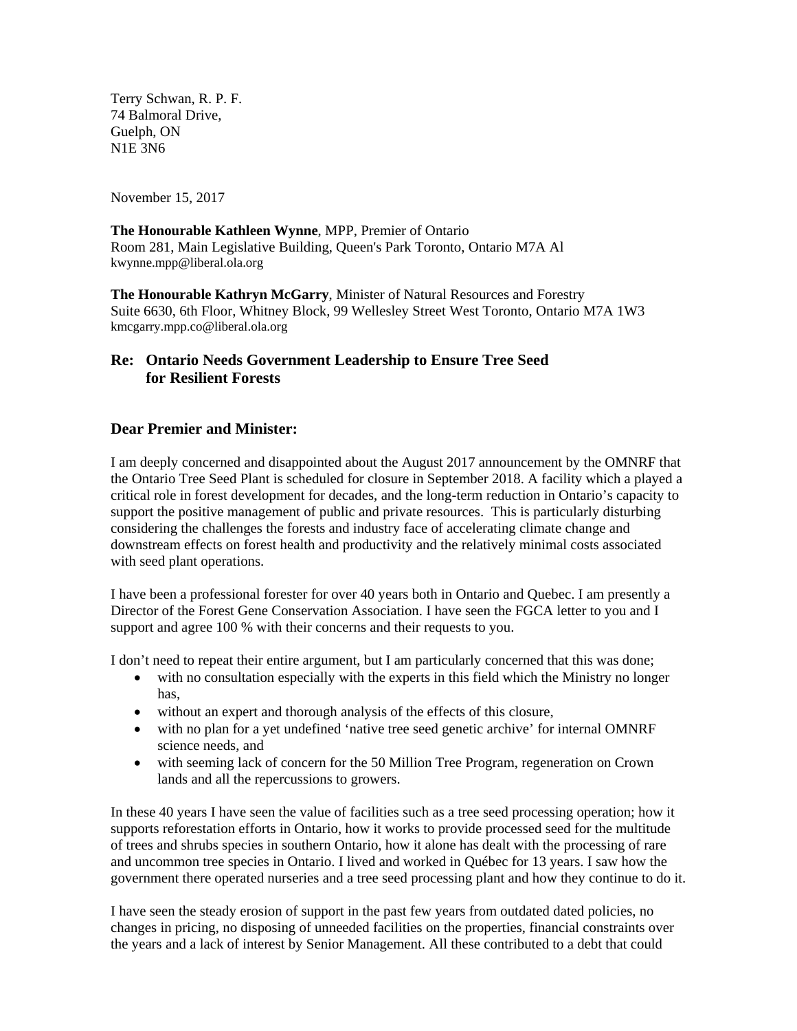Terry Schwan, R. P. F.
74 Balmoral Drive,
Guelph, ON
N1E 3N6

November 15, 2017

**The Honourable Kathleen Wynne**, MPP, Premier of Ontario
Room 281, Main Legislative Building, Queen's Park Toronto, Ontario M7A Al
kwynne.mpp@liberal.ola.org

**The Honourable Kathryn McGarry**, Minister of Natural Resources and Forestry
Suite 6630, 6th Floor, Whitney Block, 99 Wellesley Street West Toronto, Ontario M7A 1W3
kmcgarry.mpp.co@liberal.ola.org

### Re: Ontario Needs Government Leadership to Ensure Tree Seed for Resilient Forests

### Dear Premier and Minister:

I am deeply concerned and disappointed about the August 2017 announcement by the OMNRF that the Ontario Tree Seed Plant is scheduled for closure in September 2018. A facility which a played a critical role in forest development for decades, and the long-term reduction in Ontario's capacity to support the positive management of public and private resources. This is particularly disturbing considering the challenges the forests and industry face of accelerating climate change and downstream effects on forest health and productivity and the relatively minimal costs associated with seed plant operations.

I have been a professional forester for over 40 years both in Ontario and Quebec. I am presently a Director of the Forest Gene Conservation Association. I have seen the FGCA letter to you and I support and agree 100 % with their concerns and their requests to you.

I don't need to repeat their entire argument, but I am particularly concerned that this was done;

- with no consultation especially with the experts in this field which the Ministry no longer has,
- without an expert and thorough analysis of the effects of this closure,
- with no plan for a yet undefined 'native tree seed genetic archive' for internal OMNRF science needs, and
- with seeming lack of concern for the 50 Million Tree Program, regeneration on Crown lands and all the repercussions to growers.

In these 40 years I have seen the value of facilities such as a tree seed processing operation; how it supports reforestation efforts in Ontario, how it works to provide processed seed for the multitude of trees and shrubs species in southern Ontario, how it alone has dealt with the processing of rare and uncommon tree species in Ontario. I lived and worked in Québec for 13 years. I saw how the government there operated nurseries and a tree seed processing plant and how they continue to do it.

I have seen the steady erosion of support in the past few years from outdated dated policies, no changes in pricing, no disposing of unneeded facilities on the properties, financial constraints over the years and a lack of interest by Senior Management. All these contributed to a debt that could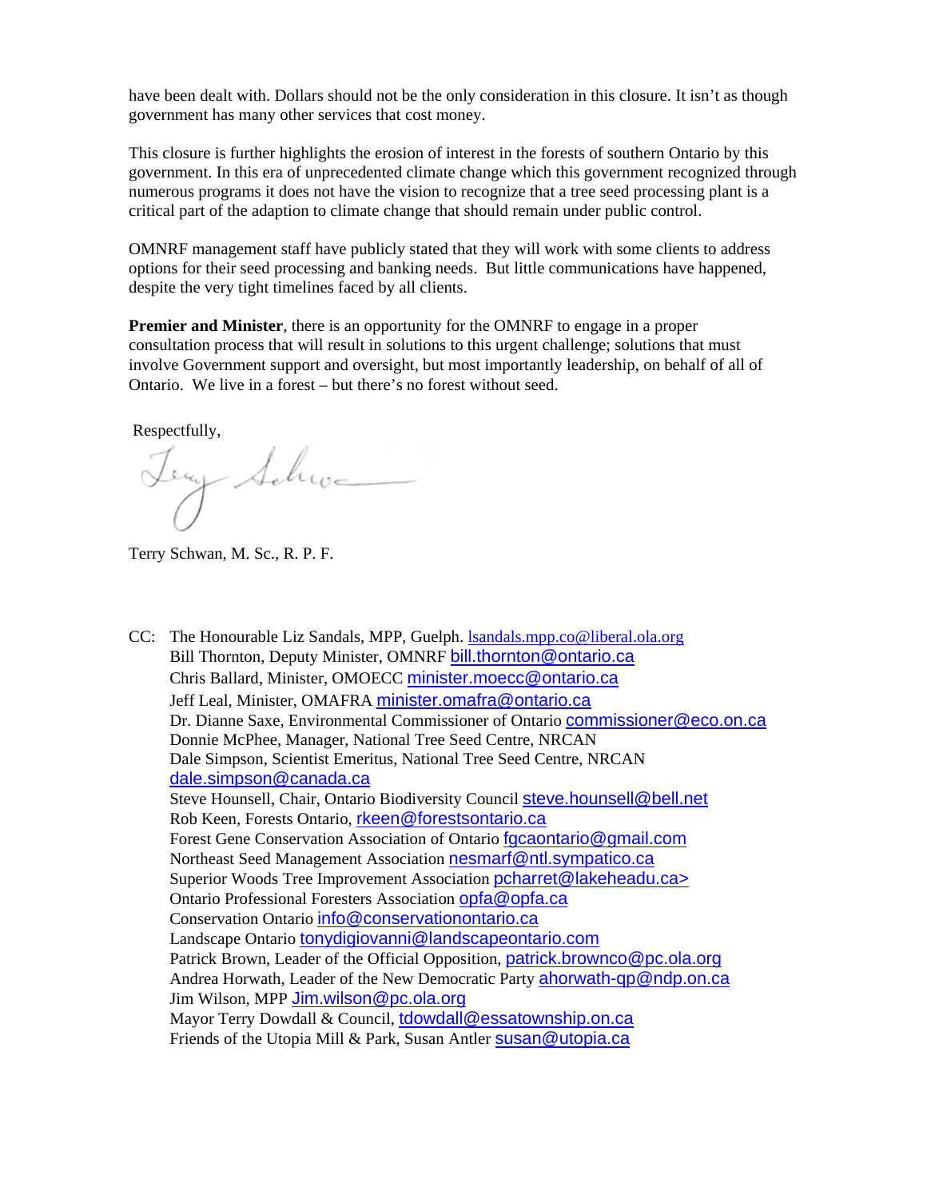have been dealt with. Dollars should not be the only consideration in this closure. It isn't as though government has many other services that cost money.

This closure is further highlights the erosion of interest in the forests of southern Ontario by this government. In this era of unprecedented climate change which this government recognized through numerous programs it does not have the vision to recognize that a tree seed processing plant is a critical part of the adaption to climate change that should remain under public control.

OMNRF management staff have publicly stated that they will work with some clients to address options for their seed processing and banking needs. But little communications have happened, despite the very tight timelines faced by all clients.

**Premier and Minister**, there is an opportunity for the OMNRF to engage in a proper consultation process that will result in solutions to this urgent challenge; solutions that must involve Government support and oversight, but most importantly leadership, on behalf of all of Ontario. We live in a forest – but there's no forest without seed.

Respectfully,

Terry Schwan, M. Sc., R. P. F.

CC: The Honourable Liz Sandals, MPP, Guelph. lsandals.mpp.co@liberal.ola.org
Bill Thornton, Deputy Minister, OMNRF bill.thornton@ontario.ca
Chris Ballard, Minister, OMOECC minister.moecc@ontario.ca
Jeff Leal, Minister, OMAFRA minister.omafra@ontario.ca
Dr. Dianne Saxe, Environmental Commissioner of Ontario commissioner@eco.on.ca
Donnie McPhee, Manager, National Tree Seed Centre, NRCAN
Dale Simpson, Scientist Emeritus, National Tree Seed Centre, NRCAN dale.simpson@canada.ca
Steve Hounsell, Chair, Ontario Biodiversity Council steve.hounsell@bell.net
Rob Keen, Forests Ontario, rkeen@forestsontario.ca
Forest Gene Conservation Association of Ontario fgcaontario@gmail.com
Northeast Seed Management Association nesmarf@ntl.sympatico.ca
Superior Woods Tree Improvement Association pcharret@lakeheadu.ca>
Ontario Professional Foresters Association opfa@opfa.ca
Conservation Ontario info@conservationontario.ca
Landscape Ontario tonydigiovanni@landscapeontario.com
Patrick Brown, Leader of the Official Opposition, patrick.brownco@pc.ola.org
Andrea Horwath, Leader of the New Democratic Party ahorwath-qp@ndp.on.ca
Jim Wilson, MPP Jim.wilson@pc.ola.org
Mayor Terry Dowdall & Council, tdowdall@essatownship.on.ca
Friends of the Utopia Mill & Park, Susan Antler susan@utopia.ca